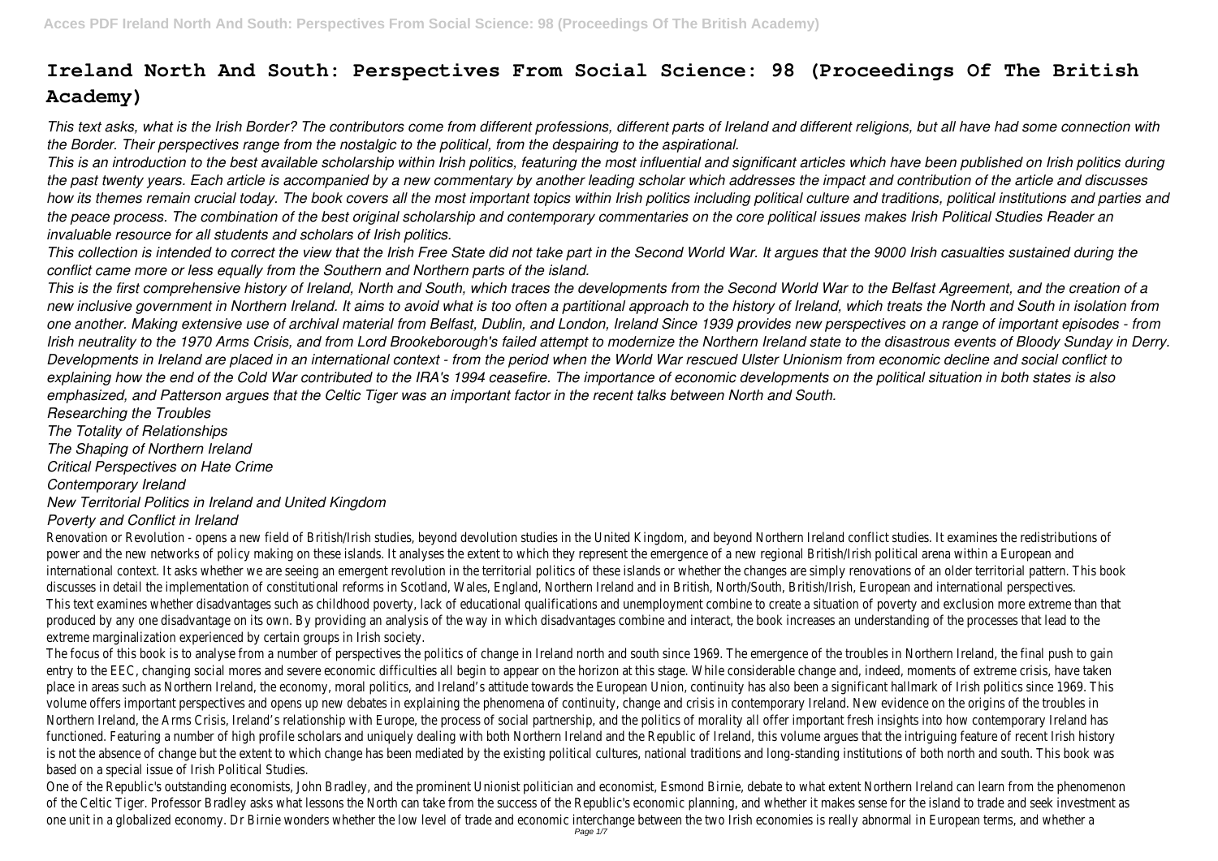# Ireland North And South: Perspectives From Social Science: 98 (Proceedings Of The British Academy)

*This text asks, what is the Irish Border? The contributors come from different professions, different parts of Ireland and different religions, but all have had some connection with the Border. Their perspectives range from the nostalgic to the political, from the despairing to the aspirational.*

*This is an introduction to the best available scholarship within Irish politics, featuring the most influential and significant articles which have been published on Irish politics during the past twenty years. Each article is accompanied by a new commentary by another leading scholar which addresses the impact and contribution of the article and discusses how its themes remain crucial today. The book covers all the most important topics within Irish politics including political culture and traditions, political institutions and parties and the peace process. The combination of the best original scholarship and contemporary commentaries on the core political issues makes Irish Political Studies Reader an invaluable resource for all students and scholars of Irish politics.*

*This collection is intended to correct the view that the Irish Free State did not take part in the Second World War. It argues that the 9000 Irish casualties sustained during the conflict came more or less equally from the Southern and Northern parts of the island.*

*This is the first comprehensive history of Ireland, North and South, which traces the developments from the Second World War to the Belfast Agreement, and the creation of a new inclusive government in Northern Ireland. It aims to avoid what is too often a partitional approach to the history of Ireland, which treats the North and South in isolation from one another. Making extensive use of archival material from Belfast, Dublin, and London, Ireland Since 1939 provides new perspectives on a range of important episodes - from Irish neutrality to the 1970 Arms Crisis, and from Lord Brookeborough's failed attempt to modernize the Northern Ireland state to the disastrous events of Bloody Sunday in Derry. Developments in Ireland are placed in an international context - from the period when the World War rescued Ulster Unionism from economic decline and social conflict to explaining how the end of the Cold War contributed to the IRA's 1994 ceasefire. The importance of economic developments on the political situation in both states is also emphasized, and Patterson argues that the Celtic Tiger was an important factor in the recent talks between North and South.*

*Researching the Troubles*

*The Totality of Relationships*

*The Shaping of Northern Ireland*

*Critical Perspectives on Hate Crime*

*Contemporary Ireland*

*New Territorial Politics in Ireland and United Kingdom*

*Poverty and Conflict in Ireland*

Renovation or Revolution - opens a new field of British/Irish studies, beyond devolution studies in the United Kingdom, and beyond Northern Ireland conflict studies. It examines the redistributions of power and the new networks of policy making on these islands. It analyses the extent to which they represent the emergence of a new regional British/Irish political arena within a European and international context. It asks whether we are seeing an emergent revolution in the territorial politics of these islands or whether the changes are simply renovations of an older territorial pattern. This book discusses in detail the implementation of constitutional reforms in Scotland, Wales, England, Northern Ireland and in British, North/South, British/Irish, European and international perspectives.

This text examines whether disadvantages such as childhood poverty, lack of educational qualifications and unemployment combine to create a situation of poverty and exclusion more extreme than that produced by any one disadvantage on its own. By providing an analysis of the way in which disadvantages combine and interact, the book increases an understanding of the processes that lead to the extreme marginalization experienced by certain groups in Irish society.

The focus of this book is to analyse from a number of perspectives the politics of change in Ireland north and south since 1969. The emergence of the troubles in Northern Ireland, the final push to gain entry to the EEC, changing social mores and severe economic difficulties all begin to appear on the horizon at this stage. While considerable change and, indeed, moments of extreme crisis, have taken place in areas such as Northern Ireland, the economy, moral politics, and Ireland's attitude towards the European Union, continuity has also been a significant hallmark of Irish politics since 1969. This volume offers important perspectives and opens up new debates in explaining the phenomena of continuity, change and crisis in contemporary Ireland. New evidence on the origins of the troubles in Northern Ireland, the Arms Crisis, Ireland's relationship with Europe, the process of social partnership, and the politics of morality all offer important fresh insights into how contemporary Ireland has functioned. Featuring a number of high profile scholars and uniquely dealing with both Northern Ireland and the Republic of Ireland, this volume argues that the intriguing feature of recent Irish history is not the absence of change but the extent to which change has been mediated by the existing political cultures, national traditions and long-standing institutions of both north and south. This book was based on a special issue of Irish Political Studies.

One of the Republic's outstanding economists, John Bradley, and the prominent Unionist politician and economist, Esmond Birnie, debate to what extent Northern Ireland can learn from the phenomenon of the Celtic Tiger. Professor Bradley asks what lessons the North can take from the success of the Republic's economic planning, and whether it makes sense for the island to trade and seek investment as one unit in a globalized economy. Dr Birnie wonders whether the low level of trade and economic interchange between the two Irish economies is really abnormal in European terms, and whether a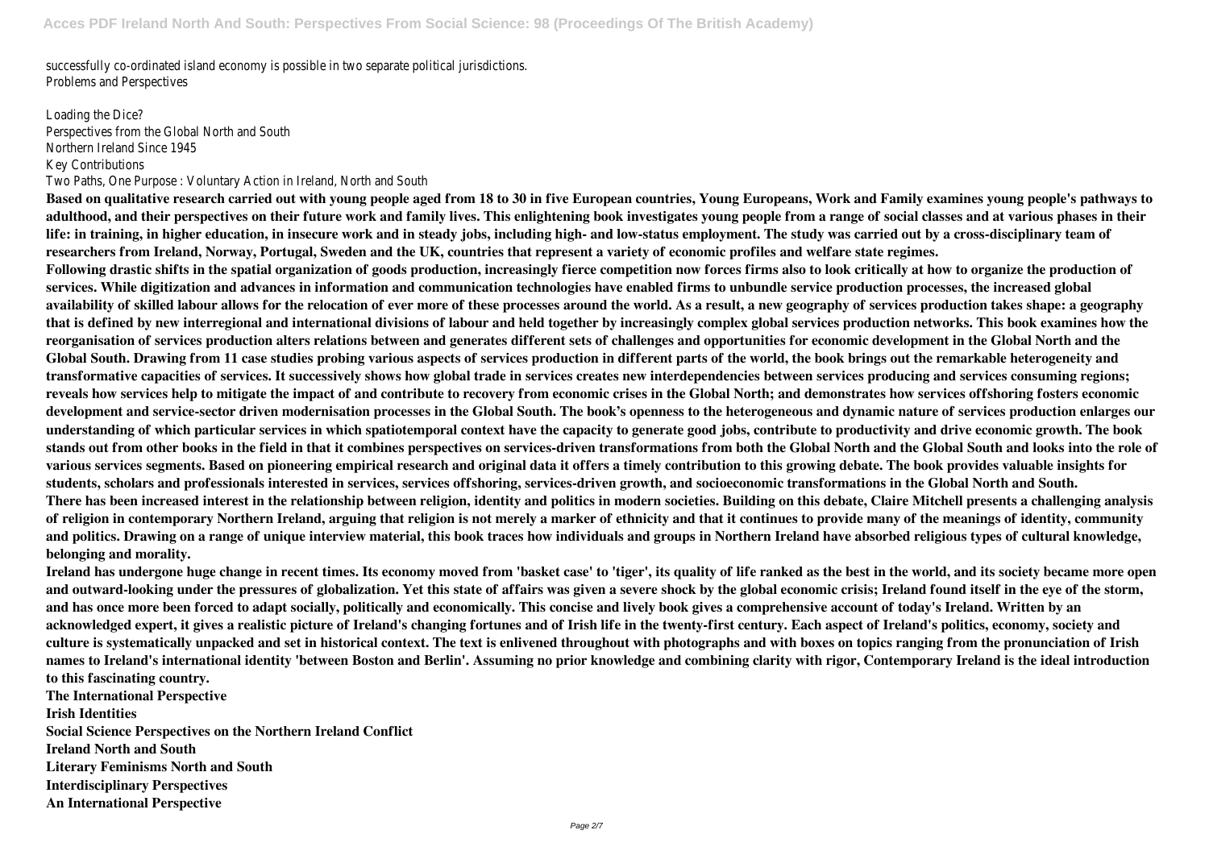successfully co-ordinated island economy is possible in two separate political jurisdictions.
Problems and Perspectives

Loading the Dice?
Perspectives from the Global North and South
Northern Ireland Since 1945
Key Contributions
Two Paths, One Purpose : Voluntary Action in Ireland, North and South

**Based on qualitative research carried out with young people aged from 18 to 30 in five European countries, Young Europeans, Work and Family examines young people's pathways to adulthood, and their perspectives on their future work and family lives. This enlightening book investigates young people from a range of social classes and at various phases in their life: in training, in higher education, in insecure work and in steady jobs, including high- and low-status employment. The study was carried out by a cross-disciplinary team of researchers from Ireland, Norway, Portugal, Sweden and the UK, countries that represent a variety of economic profiles and welfare state regimes.**

**Following drastic shifts in the spatial organization of goods production, increasingly fierce competition now forces firms also to look critically at how to organize the production of services. While digitization and advances in information and communication technologies have enabled firms to unbundle service production processes, the increased global availability of skilled labour allows for the relocation of ever more of these processes around the world. As a result, a new geography of services production takes shape: a geography that is defined by new interregional and international divisions of labour and held together by increasingly complex global services production networks. This book examines how the reorganisation of services production alters relations between and generates different sets of challenges and opportunities for economic development in the Global North and the Global South. Drawing from 11 case studies probing various aspects of services production in different parts of the world, the book brings out the remarkable heterogeneity and transformative capacities of services. It successively shows how global trade in services creates new interdependencies between services producing and services consuming regions; reveals how services help to mitigate the impact of and contribute to recovery from economic crises in the Global North; and demonstrates how services offshoring fosters economic development and service-sector driven modernisation processes in the Global South. The book's openness to the heterogeneous and dynamic nature of services production enlarges our understanding of which particular services in which spatiotemporal context have the capacity to generate good jobs, contribute to productivity and drive economic growth. The book stands out from other books in the field in that it combines perspectives on services-driven transformations from both the Global North and the Global South and looks into the role of various services segments. Based on pioneering empirical research and original data it offers a timely contribution to this growing debate. The book provides valuable insights for students, scholars and professionals interested in services, services offshoring, services-driven growth, and socioeconomic transformations in the Global North and South.**

**There has been increased interest in the relationship between religion, identity and politics in modern societies. Building on this debate, Claire Mitchell presents a challenging analysis of religion in contemporary Northern Ireland, arguing that religion is not merely a marker of ethnicity and that it continues to provide many of the meanings of identity, community and politics. Drawing on a range of unique interview material, this book traces how individuals and groups in Northern Ireland have absorbed religious types of cultural knowledge, belonging and morality.**

**Ireland has undergone huge change in recent times. Its economy moved from 'basket case' to 'tiger', its quality of life ranked as the best in the world, and its society became more open and outward-looking under the pressures of globalization. Yet this state of affairs was given a severe shock by the global economic crisis; Ireland found itself in the eye of the storm, and has once more been forced to adapt socially, politically and economically. This concise and lively book gives a comprehensive account of today's Ireland. Written by an acknowledged expert, it gives a realistic picture of Ireland's changing fortunes and of Irish life in the twenty-first century. Each aspect of Ireland's politics, economy, society and culture is systematically unpacked and set in historical context. The text is enlivened throughout with photographs and with boxes on topics ranging from the pronunciation of Irish names to Ireland's international identity 'between Boston and Berlin'. Assuming no prior knowledge and combining clarity with rigor, Contemporary Ireland is the ideal introduction to this fascinating country.**

**The International Perspective**
**Irish Identities**
**Social Science Perspectives on the Northern Ireland Conflict**
**Ireland North and South**
**Literary Feminisms North and South**
**Interdisciplinary Perspectives**
**An International Perspective**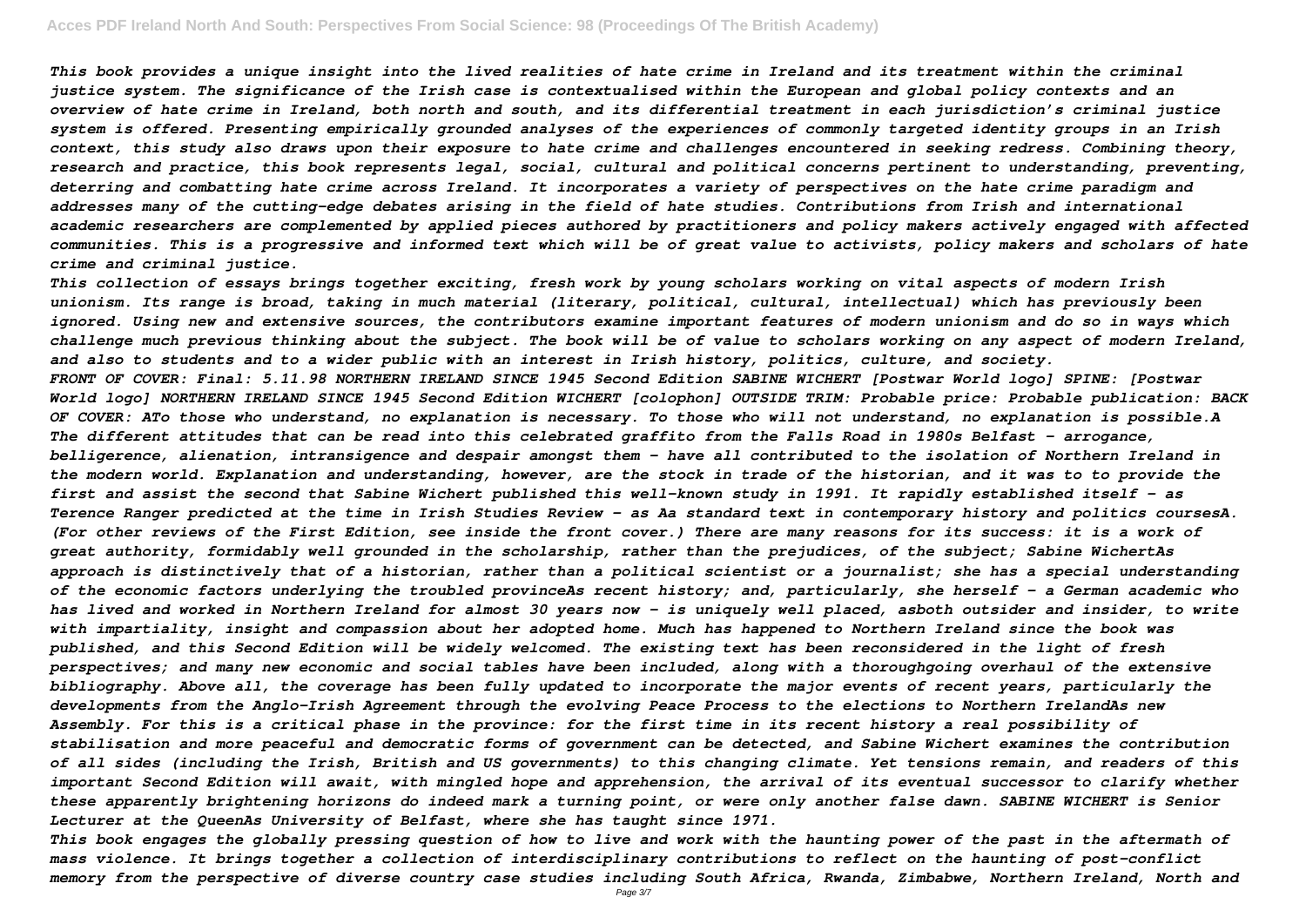*This book provides a unique insight into the lived realities of hate crime in Ireland and its treatment within the criminal justice system. The significance of the Irish case is contextualised within the European and global policy contexts and an overview of hate crime in Ireland, both north and south, and its differential treatment in each jurisdiction's criminal justice system is offered. Presenting empirically grounded analyses of the experiences of commonly targeted identity groups in an Irish context, this study also draws upon their exposure to hate crime and challenges encountered in seeking redress. Combining theory, research and practice, this book represents legal, social, cultural and political concerns pertinent to understanding, preventing, deterring and combatting hate crime across Ireland. It incorporates a variety of perspectives on the hate crime paradigm and addresses many of the cutting-edge debates arising in the field of hate studies. Contributions from Irish and international academic researchers are complemented by applied pieces authored by practitioners and policy makers actively engaged with affected communities. This is a progressive and informed text which will be of great value to activists, policy makers and scholars of hate crime and criminal justice.*

*This collection of essays brings together exciting, fresh work by young scholars working on vital aspects of modern Irish unionism. Its range is broad, taking in much material (literary, political, cultural, intellectual) which has previously been ignored. Using new and extensive sources, the contributors examine important features of modern unionism and do so in ways which challenge much previous thinking about the subject. The book will be of value to scholars working on any aspect of modern Ireland, and also to students and to a wider public with an interest in Irish history, politics, culture, and society.*

*FRONT OF COVER: Final: 5.11.98 NORTHERN IRELAND SINCE 1945 Second Edition SABINE WICHERT [Postwar World logo] SPINE: [Postwar World logo] NORTHERN IRELAND SINCE 1945 Second Edition WICHERT [colophon] OUTSIDE TRIM: Probable price: Probable publication: BACK OF COVER: ATo those who understand, no explanation is necessary. To those who will not understand, no explanation is possible.A The different attitudes that can be read into this celebrated graffito from the Falls Road in 1980s Belfast - arrogance, belligerence, alienation, intransigence and despair amongst them - have all contributed to the isolation of Northern Ireland in the modern world. Explanation and understanding, however, are the stock in trade of the historian, and it was to to provide the first and assist the second that Sabine Wichert published this well-known study in 1991. It rapidly established itself - as Terence Ranger predicted at the time in Irish Studies Review - as Aa standard text in contemporary history and politics coursesA. (For other reviews of the First Edition, see inside the front cover.) There are many reasons for its success: it is a work of great authority, formidably well grounded in the scholarship, rather than the prejudices, of the subject; Sabine WichertAs approach is distinctively that of a historian, rather than a political scientist or a journalist; she has a special understanding of the economic factors underlying the troubled provinceAs recent history; and, particularly, she herself - a German academic who has lived and worked in Northern Ireland for almost 30 years now - is uniquely well placed, asboth outsider and insider, to write with impartiality, insight and compassion about her adopted home. Much has happened to Northern Ireland since the book was published, and this Second Edition will be widely welcomed. The existing text has been reconsidered in the light of fresh perspectives; and many new economic and social tables have been included, along with a thoroughgoing overhaul of the extensive bibliography. Above all, the coverage has been fully updated to incorporate the major events of recent years, particularly the developments from the Anglo-Irish Agreement through the evolving Peace Process to the elections to Northern IrelandAs new Assembly. For this is a critical phase in the province: for the first time in its recent history a real possibility of stabilisation and more peaceful and democratic forms of government can be detected, and Sabine Wichert examines the contribution of all sides (including the Irish, British and US governments) to this changing climate. Yet tensions remain, and readers of this important Second Edition will await, with mingled hope and apprehension, the arrival of its eventual successor to clarify whether these apparently brightening horizons do indeed mark a turning point, or were only another false dawn. SABINE WICHERT is Senior Lecturer at the QueenAs University of Belfast, where she has taught since 1971.*

*This book engages the globally pressing question of how to live and work with the haunting power of the past in the aftermath of mass violence. It brings together a collection of interdisciplinary contributions to reflect on the haunting of post-conflict memory from the perspective of diverse country case studies including South Africa, Rwanda, Zimbabwe, Northern Ireland, North and*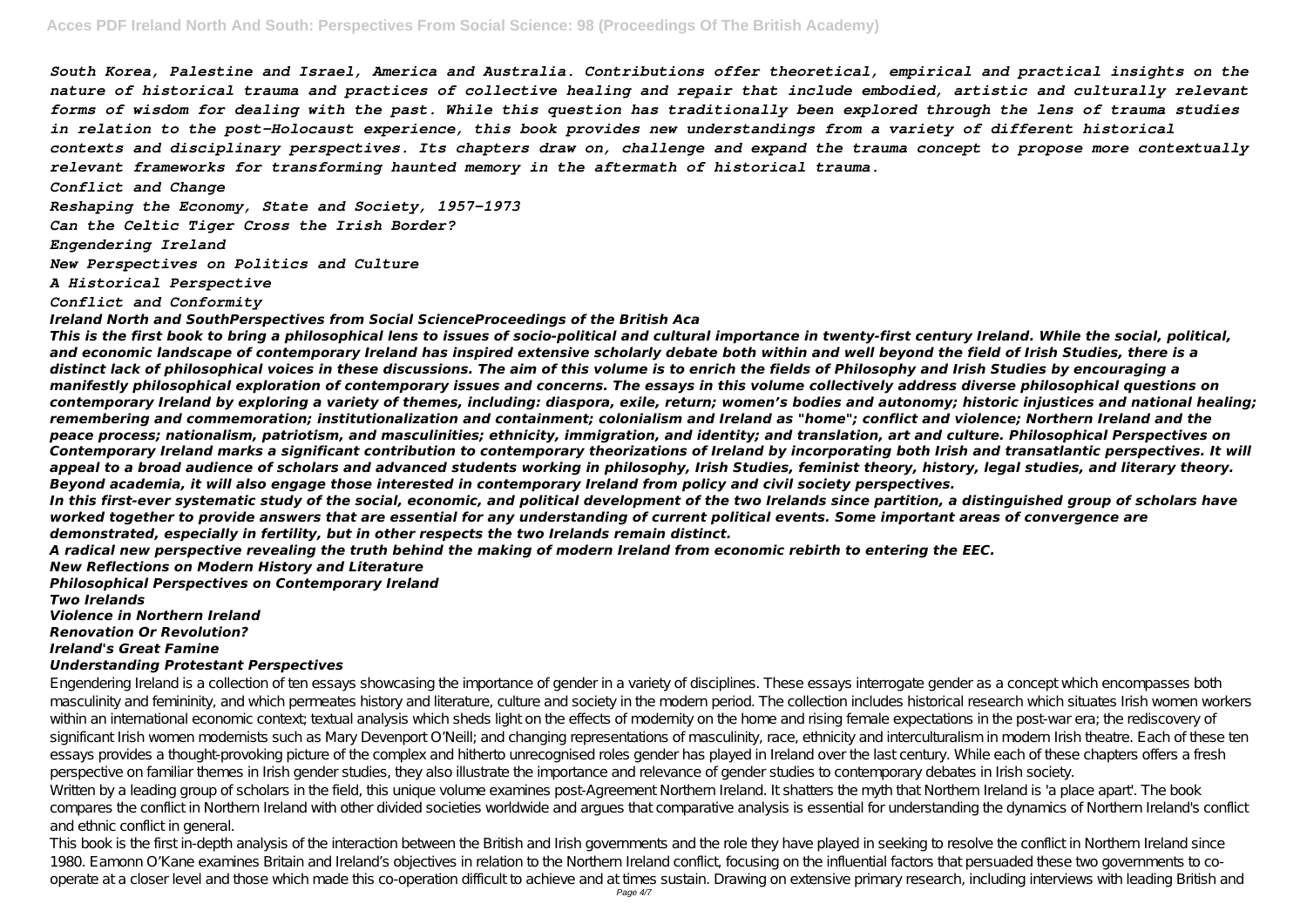*South Korea, Palestine and Israel, America and Australia. Contributions offer theoretical, empirical and practical insights on the nature of historical trauma and practices of collective healing and repair that include embodied, artistic and culturally relevant forms of wisdom for dealing with the past. While this question has traditionally been explored through the lens of trauma studies in relation to the post-Holocaust experience, this book provides new understandings from a variety of different historical contexts and disciplinary perspectives. Its chapters draw on, challenge and expand the trauma concept to propose more contextually relevant frameworks for transforming haunted memory in the aftermath of historical trauma.*

*Conflict and Change*

*Reshaping the Economy, State and Society, 1957-1973*

*Can the Celtic Tiger Cross the Irish Border?*

*Engendering Ireland*

*New Perspectives on Politics and Culture*

*A Historical Perspective*

*Conflict and Conformity*

***Ireland North and SouthPerspectives from Social ScienceProceedings of the British Aca***

***This is the first book to bring a philosophical lens to issues of socio-political and cultural importance in twenty-first century Ireland. While the social, political, and economic landscape of contemporary Ireland has inspired extensive scholarly debate both within and well beyond the field of Irish Studies, there is a distinct lack of philosophical voices in these discussions. The aim of this volume is to enrich the fields of Philosophy and Irish Studies by encouraging a manifestly philosophical exploration of contemporary issues and concerns. The essays in this volume collectively address diverse philosophical questions on contemporary Ireland by exploring a variety of themes, including: diaspora, exile, return; women's bodies and autonomy; historic injustices and national healing; remembering and commemoration; institutionalization and containment; colonialism and Ireland as "home"; conflict and violence; Northern Ireland and the peace process; nationalism, patriotism, and masculinities; ethnicity, immigration, and identity; and translation, art and culture. Philosophical Perspectives on Contemporary Ireland marks a significant contribution to contemporary theorizations of Ireland by incorporating both Irish and transatlantic perspectives. It will appeal to a broad audience of scholars and advanced students working in philosophy, Irish Studies, feminist theory, history, legal studies, and literary theory. Beyond academia, it will also engage those interested in contemporary Ireland from policy and civil society perspectives.***

***In this first-ever systematic study of the social, economic, and political development of the two Irelands since partition, a distinguished group of scholars have worked together to provide answers that are essential for any understanding of current political events. Some important areas of convergence are demonstrated, especially in fertility, but in other respects the two Irelands remain distinct.***

***A radical new perspective revealing the truth behind the making of modern Ireland from economic rebirth to entering the EEC.***

***New Reflections on Modern History and Literature***

***Philosophical Perspectives on Contemporary Ireland***

***Two Irelands***

***Violence in Northern Ireland***

***Renovation Or Revolution?***

***Ireland's Great Famine***

***Understanding Protestant Perspectives***

Engendering Ireland is a collection of ten essays showcasing the importance of gender in a variety of disciplines. These essays interrogate gender as a concept which encompasses both masculinity and femininity, and which permeates history and literature, culture and society in the modern period. The collection includes historical research which situates Irish women workers within an international economic context; textual analysis which sheds light on the effects of modernity on the home and rising female expectations in the post-war era; the rediscovery of significant Irish women modernists such as Mary Devenport O'Neill; and changing representations of masculinity, race, ethnicity and interculturalism in modern Irish theatre. Each of these ten essays provides a thought-provoking picture of the complex and hitherto unrecognised roles gender has played in Ireland over the last century. While each of these chapters offers a fresh perspective on familiar themes in Irish gender studies, they also illustrate the importance and relevance of gender studies to contemporary debates in Irish society.

Written by a leading group of scholars in the field, this unique volume examines post-Agreement Northern Ireland. It shatters the myth that Northern Ireland is 'a place apart'. The book compares the conflict in Northern Ireland with other divided societies worldwide and argues that comparative analysis is essential for understanding the dynamics of Northern Ireland's conflict and ethnic conflict in general.

This book is the first in-depth analysis of the interaction between the British and Irish governments and the role they have played in seeking to resolve the conflict in Northern Ireland since 1980. Eamonn O'Kane examines Britain and Ireland's objectives in relation to the Northern Ireland conflict, focusing on the influential factors that persuaded these two governments to co-operate at a closer level and those which made this co-operation difficult to achieve and at times sustain. Drawing on extensive primary research, including interviews with leading British and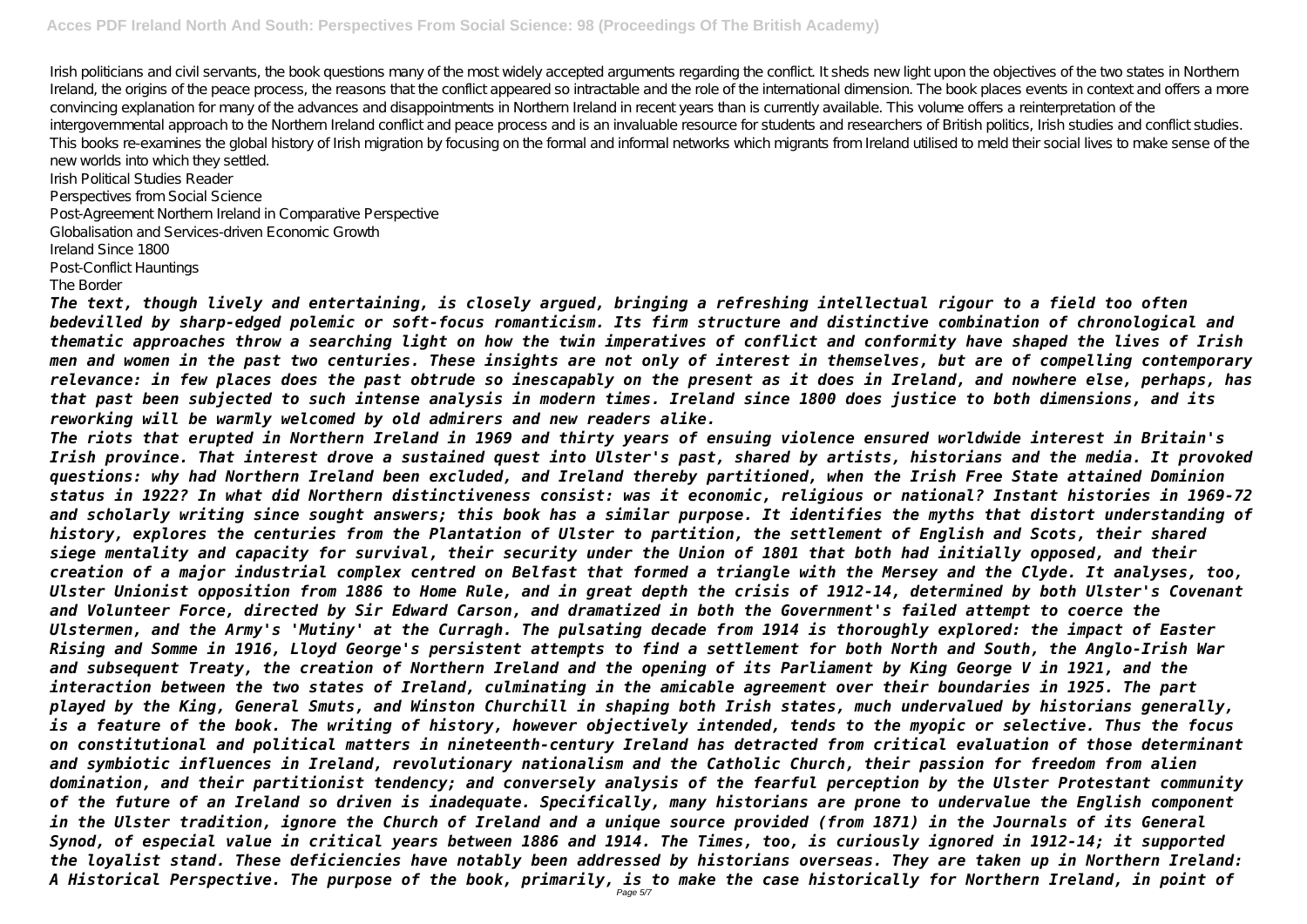Irish politicians and civil servants, the book questions many of the most widely accepted arguments regarding the conflict. It sheds new light upon the objectives of the two states in Northern Ireland, the origins of the peace process, the reasons that the conflict appeared so intractable and the role of the international dimension. The book places events in context and offers a more convincing explanation for many of the advances and disappointments in Northern Ireland in recent years than is currently available. This volume offers a reinterpretation of the intergovernmental approach to the Northern Ireland conflict and peace process and is an invaluable resource for students and researchers of British politics, Irish studies and conflict studies. This books re-examines the global history of Irish migration by focusing on the formal and informal networks which migrants from Ireland utilised to meld their social lives to make sense of the new worlds into which they settled.

Irish Political Studies Reader

Perspectives from Social Science

Post-Agreement Northern Ireland in Comparative Perspective

Globalisation and Services-driven Economic Growth

Ireland Since 1800

Post-Conflict Hauntings

The Border

***The text, though lively and entertaining, is closely argued, bringing a refreshing intellectual rigour to a field too often bedevilled by sharp-edged polemic or soft-focus romanticism. Its firm structure and distinctive combination of chronological and thematic approaches throw a searching light on how the twin imperatives of conflict and conformity have shaped the lives of Irish men and women in the past two centuries. These insights are not only of interest in themselves, but are of compelling contemporary relevance: in few places does the past obtrude so inescapably on the present as it does in Ireland, and nowhere else, perhaps, has that past been subjected to such intense analysis in modern times. Ireland since 1800 does justice to both dimensions, and its reworking will be warmly welcomed by old admirers and new readers alike.***

***The riots that erupted in Northern Ireland in 1969 and thirty years of ensuing violence ensured worldwide interest in Britain's Irish province. That interest drove a sustained quest into Ulster's past, shared by artists, historians and the media. It provoked questions: why had Northern Ireland been excluded, and Ireland thereby partitioned, when the Irish Free State attained Dominion status in 1922? In what did Northern distinctiveness consist: was it economic, religious or national? Instant histories in 1969-72 and scholarly writing since sought answers; this book has a similar purpose. It identifies the myths that distort understanding of history, explores the centuries from the Plantation of Ulster to partition, the settlement of English and Scots, their shared siege mentality and capacity for survival, their security under the Union of 1801 that both had initially opposed, and their creation of a major industrial complex centred on Belfast that formed a triangle with the Mersey and the Clyde. It analyses, too, Ulster Unionist opposition from 1886 to Home Rule, and in great depth the crisis of 1912-14, determined by both Ulster's Covenant and Volunteer Force, directed by Sir Edward Carson, and dramatized in both the Government's failed attempt to coerce the Ulstermen, and the Army's 'Mutiny' at the Curragh. The pulsating decade from 1914 is thoroughly explored: the impact of Easter Rising and Somme in 1916, Lloyd George's persistent attempts to find a settlement for both North and South, the Anglo-Irish War and subsequent Treaty, the creation of Northern Ireland and the opening of its Parliament by King George V in 1921, and the interaction between the two states of Ireland, culminating in the amicable agreement over their boundaries in 1925. The part played by the King, General Smuts, and Winston Churchill in shaping both Irish states, much undervalued by historians generally, is a feature of the book. The writing of history, however objectively intended, tends to the myopic or selective. Thus the focus on constitutional and political matters in nineteenth-century Ireland has detracted from critical evaluation of those determinant and symbiotic influences in Ireland, revolutionary nationalism and the Catholic Church, their passion for freedom from alien domination, and their partitionist tendency; and conversely analysis of the fearful perception by the Ulster Protestant community of the future of an Ireland so driven is inadequate. Specifically, many historians are prone to undervalue the English component in the Ulster tradition, ignore the Church of Ireland and a unique source provided (from 1871) in the Journals of its General Synod, of especial value in critical years between 1886 and 1914. The Times, too, is curiously ignored in 1912-14; it supported the loyalist stand. These deficiencies have notably been addressed by historians overseas. They are taken up in Northern Ireland: A Historical Perspective. The purpose of the book, primarily, is to make the case historically for Northern Ireland, in point of***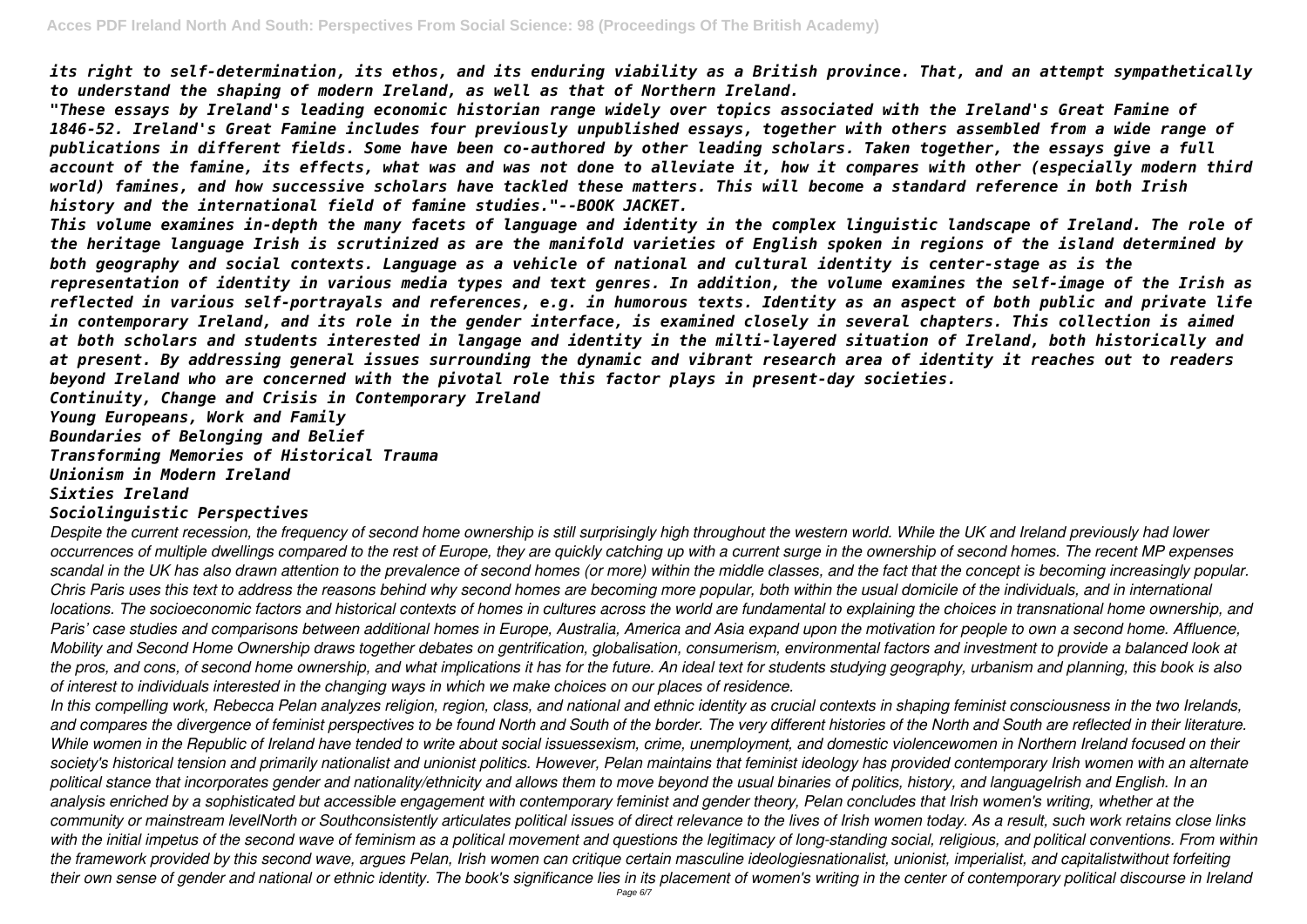*its right to self-determination, its ethos, and its enduring viability as a British province. That, and an attempt sympathetically to understand the shaping of modern Ireland, as well as that of Northern Ireland.*

*"These essays by Ireland's leading economic historian range widely over topics associated with the Ireland's Great Famine of 1846-52. Ireland's Great Famine includes four previously unpublished essays, together with others assembled from a wide range of publications in different fields. Some have been co-authored by other leading scholars. Taken together, the essays give a full account of the famine, its effects, what was and was not done to alleviate it, how it compares with other (especially modern third world) famines, and how successive scholars have tackled these matters. This will become a standard reference in both Irish history and the international field of famine studies."--BOOK JACKET.*

*This volume examines in-depth the many facets of language and identity in the complex linguistic landscape of Ireland. The role of the heritage language Irish is scrutinized as are the manifold varieties of English spoken in regions of the island determined by both geography and social contexts. Language as a vehicle of national and cultural identity is center-stage as is the representation of identity in various media types and text genres. In addition, the volume examines the self-image of the Irish as reflected in various self-portrayals and references, e.g. in humorous texts. Identity as an aspect of both public and private life in contemporary Ireland, and its role in the gender interface, is examined closely in several chapters. This collection is aimed at both scholars and students interested in langage and identity in the milti-layered situation of Ireland, both historically and at present. By addressing general issues surrounding the dynamic and vibrant research area of identity it reaches out to readers beyond Ireland who are concerned with the pivotal role this factor plays in present-day societies.*

***Continuity, Change and Crisis in Contemporary Ireland***

***Young Europeans, Work and Family***

***Boundaries of Belonging and Belief***

***Transforming Memories of Historical Trauma***

***Unionism in Modern Ireland***

***Sixties Ireland***

***Sociolinguistic Perspectives***

*Despite the current recession, the frequency of second home ownership is still surprisingly high throughout the western world. While the UK and Ireland previously had lower occurrences of multiple dwellings compared to the rest of Europe, they are quickly catching up with a current surge in the ownership of second homes. The recent MP expenses scandal in the UK has also drawn attention to the prevalence of second homes (or more) within the middle classes, and the fact that the concept is becoming increasingly popular. Chris Paris uses this text to address the reasons behind why second homes are becoming more popular, both within the usual domicile of the individuals, and in international locations. The socioeconomic factors and historical contexts of homes in cultures across the world are fundamental to explaining the choices in transnational home ownership, and Paris' case studies and comparisons between additional homes in Europe, Australia, America and Asia expand upon the motivation for people to own a second home. Affluence, Mobility and Second Home Ownership draws together debates on gentrification, globalisation, consumerism, environmental factors and investment to provide a balanced look at the pros, and cons, of second home ownership, and what implications it has for the future. An ideal text for students studying geography, urbanism and planning, this book is also of interest to individuals interested in the changing ways in which we make choices on our places of residence.*

*In this compelling work, Rebecca Pelan analyzes religion, region, class, and national and ethnic identity as crucial contexts in shaping feminist consciousness in the two Irelands, and compares the divergence of feminist perspectives to be found North and South of the border. The very different histories of the North and South are reflected in their literature. While women in the Republic of Ireland have tended to write about social issuessexism, crime, unemployment, and domestic violencewomen in Northern Ireland focused on their society's historical tension and primarily nationalist and unionist politics. However, Pelan maintains that feminist ideology has provided contemporary Irish women with an alternate political stance that incorporates gender and nationality/ethnicity and allows them to move beyond the usual binaries of politics, history, and languageIrish and English. In an analysis enriched by a sophisticated but accessible engagement with contemporary feminist and gender theory, Pelan concludes that Irish women's writing, whether at the community or mainstream levelNorth or Southconsistently articulates political issues of direct relevance to the lives of Irish women today. As a result, such work retains close links with the initial impetus of the second wave of feminism as a political movement and questions the legitimacy of long-standing social, religious, and political conventions. From within the framework provided by this second wave, argues Pelan, Irish women can critique certain masculine ideologiesnationalist, unionist, imperialist, and capitalistwithout forfeiting their own sense of gender and national or ethnic identity. The book's significance lies in its placement of women's writing in the center of contemporary political discourse in Ireland*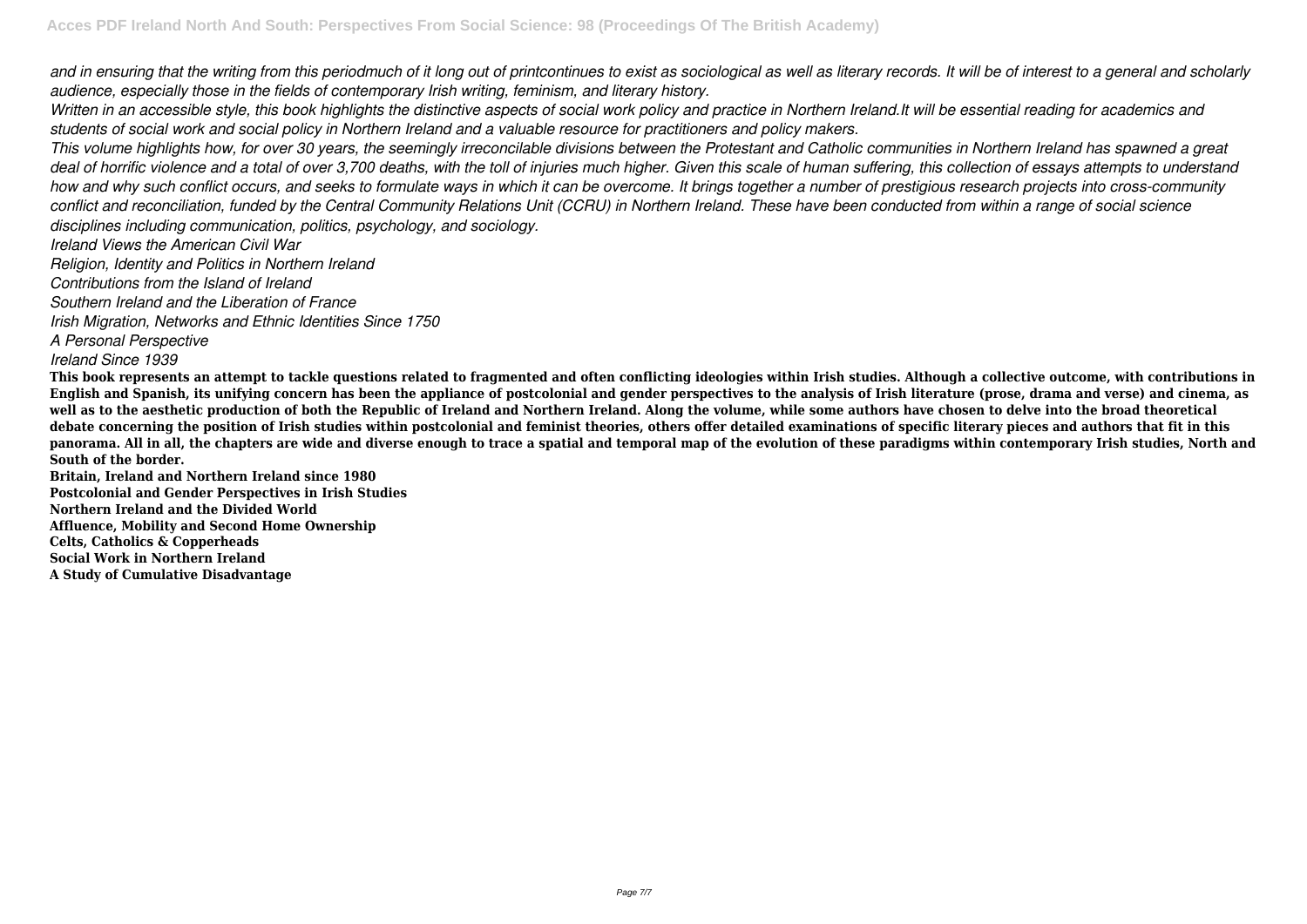*and in ensuring that the writing from this periodmuch of it long out of printcontinues to exist as sociological as well as literary records. It will be of interest to a general and scholarly audience, especially those in the fields of contemporary Irish writing, feminism, and literary history.*

*Written in an accessible style, this book highlights the distinctive aspects of social work policy and practice in Northern Ireland.It will be essential reading for academics and students of social work and social policy in Northern Ireland and a valuable resource for practitioners and policy makers.*

*This volume highlights how, for over 30 years, the seemingly irreconcilable divisions between the Protestant and Catholic communities in Northern Ireland has spawned a great deal of horrific violence and a total of over 3,700 deaths, with the toll of injuries much higher. Given this scale of human suffering, this collection of essays attempts to understand how and why such conflict occurs, and seeks to formulate ways in which it can be overcome. It brings together a number of prestigious research projects into cross-community conflict and reconciliation, funded by the Central Community Relations Unit (CCRU) in Northern Ireland. These have been conducted from within a range of social science disciplines including communication, politics, psychology, and sociology.*

*Ireland Views the American Civil War*

*Religion, Identity and Politics in Northern Ireland*

*Contributions from the Island of Ireland*

*Southern Ireland and the Liberation of France*

*Irish Migration, Networks and Ethnic Identities Since 1750*

*A Personal Perspective*

*Ireland Since 1939*

**This book represents an attempt to tackle questions related to fragmented and often conflicting ideologies within Irish studies. Although a collective outcome, with contributions in English and Spanish, its unifying concern has been the appliance of postcolonial and gender perspectives to the analysis of Irish literature (prose, drama and verse) and cinema, as well as to the aesthetic production of both the Republic of Ireland and Northern Ireland. Along the volume, while some authors have chosen to delve into the broad theoretical debate concerning the position of Irish studies within postcolonial and feminist theories, others offer detailed examinations of specific literary pieces and authors that fit in this panorama. All in all, the chapters are wide and diverse enough to trace a spatial and temporal map of the evolution of these paradigms within contemporary Irish studies, North and South of the border.**

**Britain, Ireland and Northern Ireland since 1980**

**Postcolonial and Gender Perspectives in Irish Studies**

**Northern Ireland and the Divided World**

**Affluence, Mobility and Second Home Ownership**

**Celts, Catholics & Copperheads**

**Social Work in Northern Ireland**

**A Study of Cumulative Disadvantage**